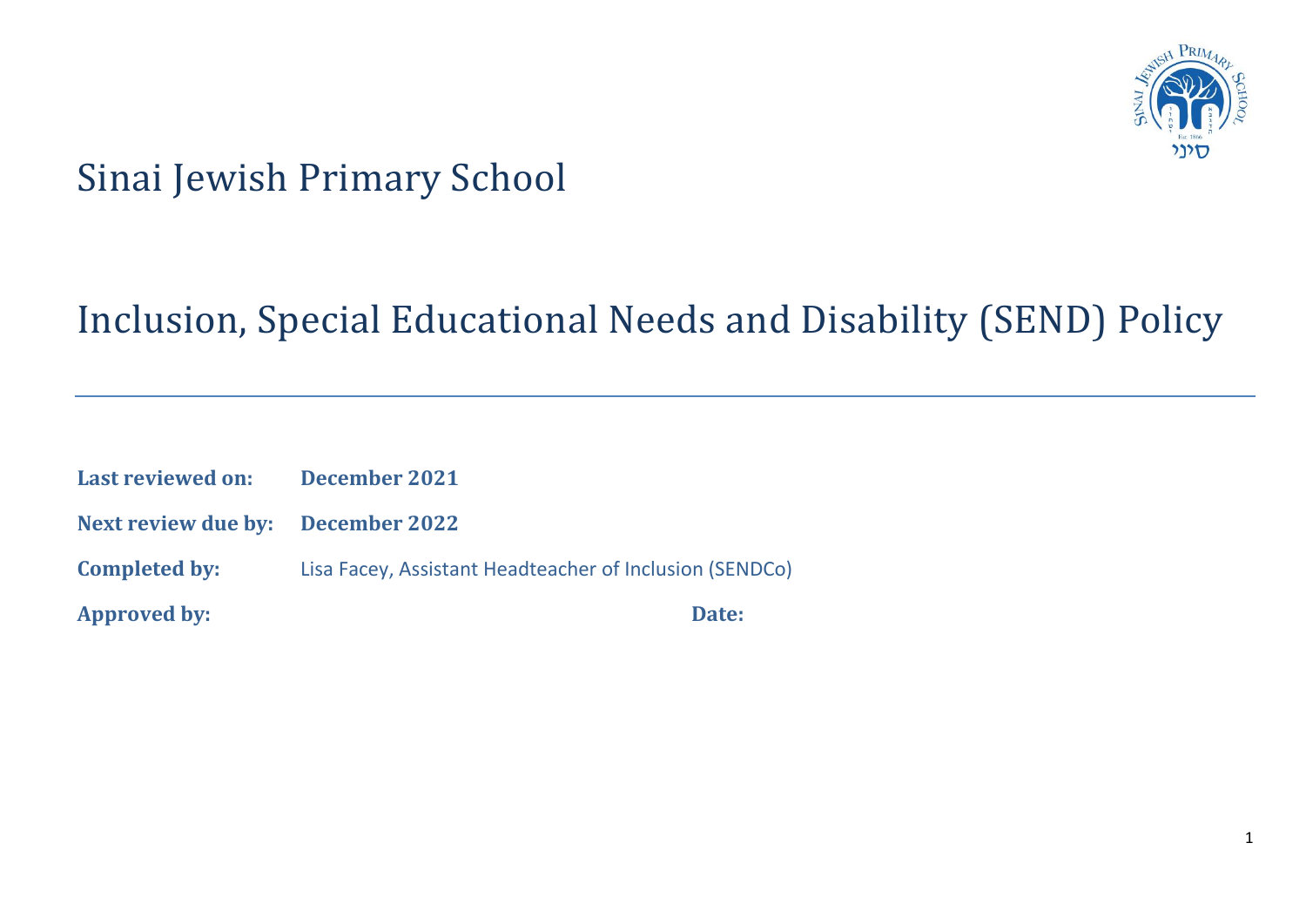# Sinai Jewish Primary School

# Inclusion, Special Educational Needs and Disability (SEND) Policy

---

**Last reviewed on:** **December 2021**

**Next review due by:** **December 2022**

**Completed by:** Lisa Facey, Assistant Headteacher of Inclusion (SENDCo)

**Approved by:** **Date:**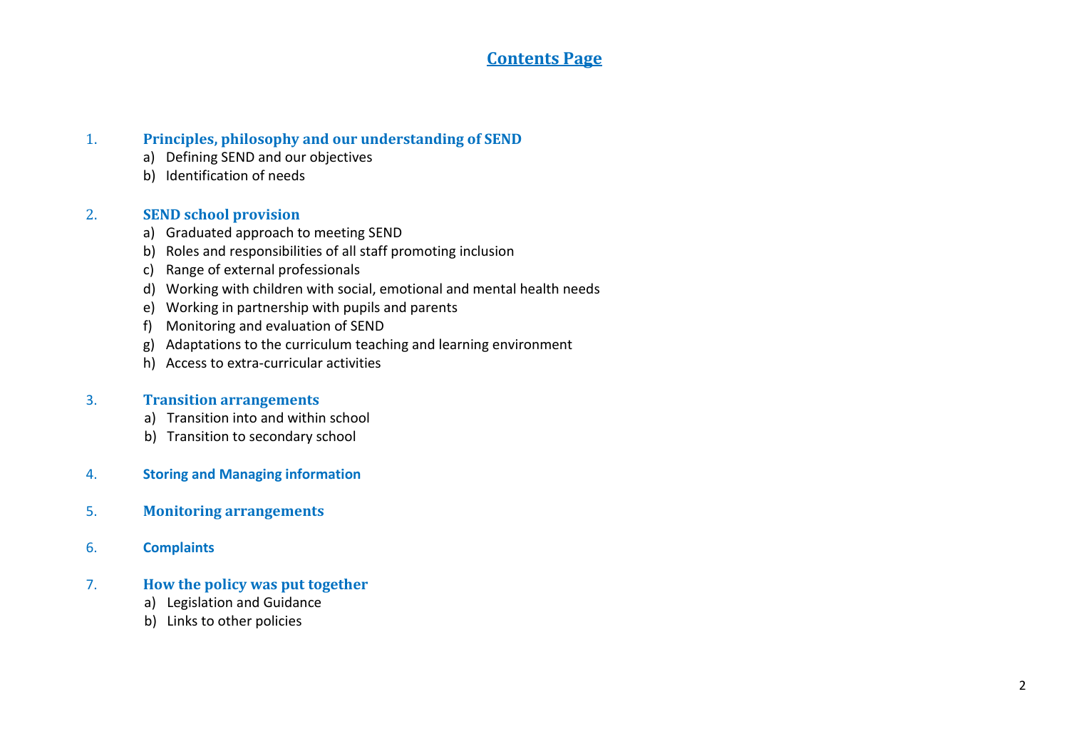# Contents Page

1. **Principles, philosophy and our understanding of SEND**
   a) Defining SEND and our objectives
   b) Identification of needs

2. **SEND school provision**
   a) Graduated approach to meeting SEND
   b) Roles and responsibilities of all staff promoting inclusion
   c) Range of external professionals
   d) Working with children with social, emotional and mental health needs
   e) Working in partnership with pupils and parents
   f) Monitoring and evaluation of SEND
   g) Adaptations to the curriculum teaching and learning environment
   h) Access to extra-curricular activities

3. **Transition arrangements**
   a) Transition into and within school
   b) Transition to secondary school

4. **Storing and Managing information**

5. **Monitoring arrangements**

6. **Complaints**

7. **How the policy was put together**
   a) Legislation and Guidance
   b) Links to other policies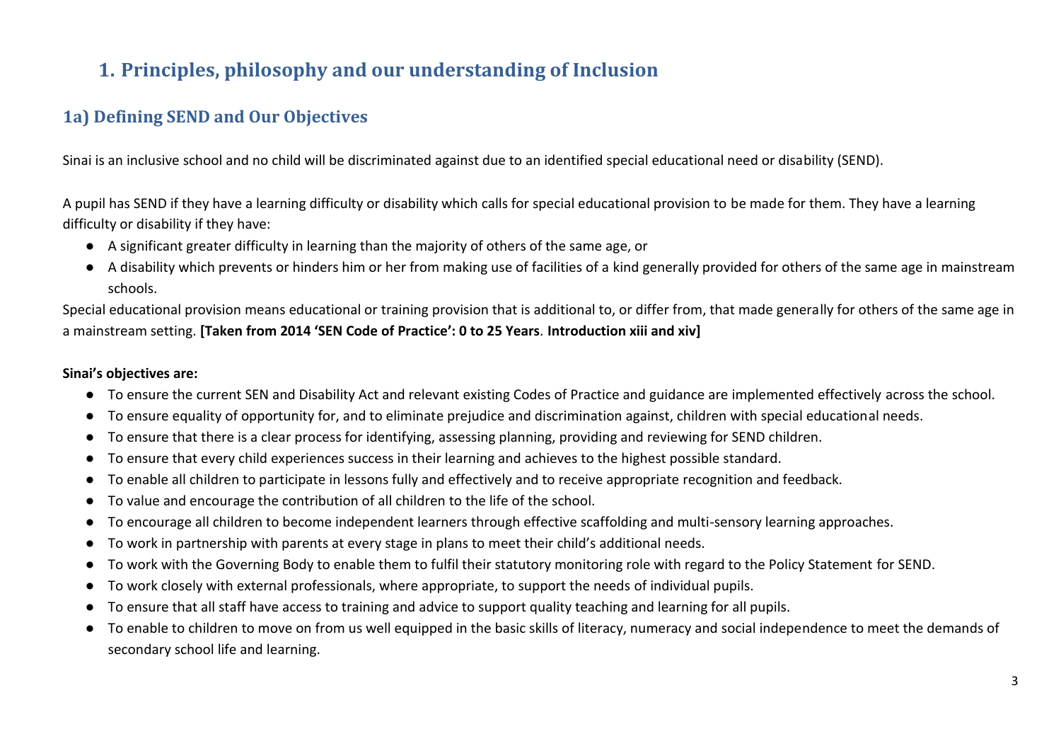# 1. Principles, philosophy and our understanding of Inclusion

## 1a) Defining SEND and Our Objectives

Sinai is an inclusive school and no child will be discriminated against due to an identified special educational need or disability (SEND).

A pupil has SEND if they have a learning difficulty or disability which calls for special educational provision to be made for them. They have a learning difficulty or disability if they have:

- A significant greater difficulty in learning than the majority of others of the same age, or
- A disability which prevents or hinders him or her from making use of facilities of a kind generally provided for others of the same age in mainstream schools.

Special educational provision means educational or training provision that is additional to, or differ from, that made generally for others of the same age in a mainstream setting. **[Taken from 2014 'SEN Code of Practice': 0 to 25 Years. Introduction xiii and xiv]**

**Sinai's objectives are:**

- To ensure the current SEN and Disability Act and relevant existing Codes of Practice and guidance are implemented effectively across the school.
- To ensure equality of opportunity for, and to eliminate prejudice and discrimination against, children with special educational needs.
- To ensure that there is a clear process for identifying, assessing planning, providing and reviewing for SEND children.
- To ensure that every child experiences success in their learning and achieves to the highest possible standard.
- To enable all children to participate in lessons fully and effectively and to receive appropriate recognition and feedback.
- To value and encourage the contribution of all children to the life of the school.
- To encourage all children to become independent learners through effective scaffolding and multi-sensory learning approaches.
- To work in partnership with parents at every stage in plans to meet their child's additional needs.
- To work with the Governing Body to enable them to fulfil their statutory monitoring role with regard to the Policy Statement for SEND.
- To work closely with external professionals, where appropriate, to support the needs of individual pupils.
- To ensure that all staff have access to training and advice to support quality teaching and learning for all pupils.
- To enable to children to move on from us well equipped in the basic skills of literacy, numeracy and social independence to meet the demands of secondary school life and learning.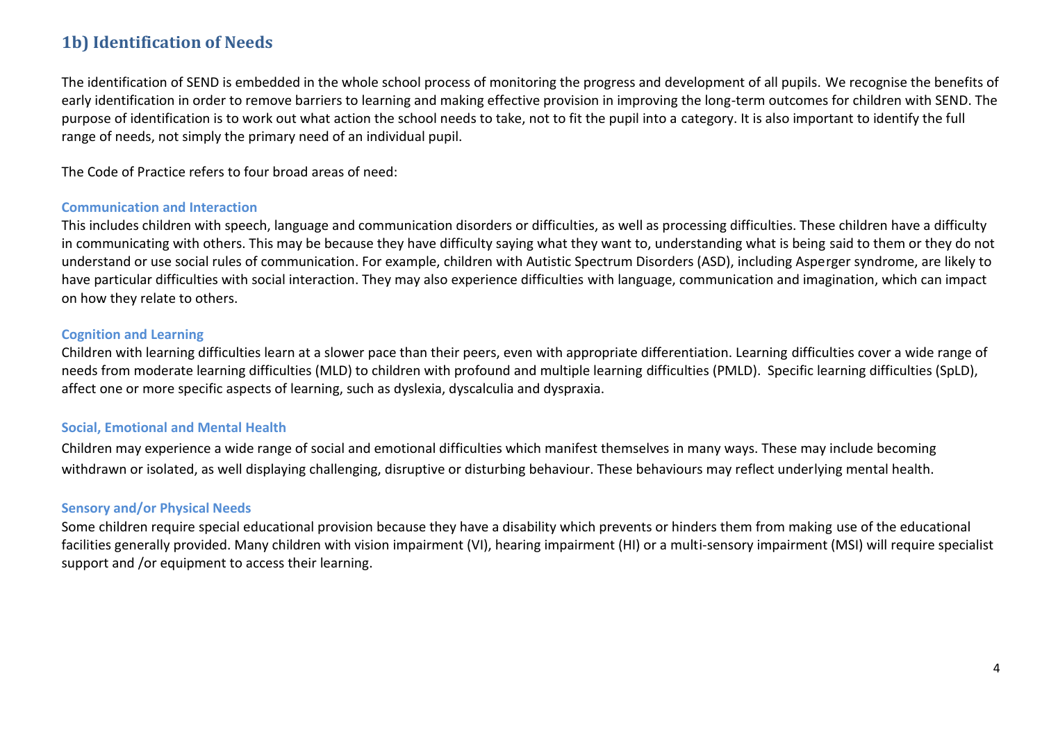## 1b) Identification of Needs

The identification of SEND is embedded in the whole school process of monitoring the progress and development of all pupils. We recognise the benefits of early identification in order to remove barriers to learning and making effective provision in improving the long-term outcomes for children with SEND. The purpose of identification is to work out what action the school needs to take, not to fit the pupil into a category. It is also important to identify the full range of needs, not simply the primary need of an individual pupil.

The Code of Practice refers to four broad areas of need:

### Communication and Interaction

This includes children with speech, language and communication disorders or difficulties, as well as processing difficulties. These children have a difficulty in communicating with others. This may be because they have difficulty saying what they want to, understanding what is being said to them or they do not understand or use social rules of communication. For example, children with Autistic Spectrum Disorders (ASD), including Asperger syndrome, are likely to have particular difficulties with social interaction. They may also experience difficulties with language, communication and imagination, which can impact on how they relate to others.

### Cognition and Learning

Children with learning difficulties learn at a slower pace than their peers, even with appropriate differentiation. Learning difficulties cover a wide range of needs from moderate learning difficulties (MLD) to children with profound and multiple learning difficulties (PMLD). Specific learning difficulties (SpLD), affect one or more specific aspects of learning, such as dyslexia, dyscalculia and dyspraxia.

### Social, Emotional and Mental Health

Children may experience a wide range of social and emotional difficulties which manifest themselves in many ways. These may include becoming withdrawn or isolated, as well displaying challenging, disruptive or disturbing behaviour. These behaviours may reflect underlying mental health.

### Sensory and/or Physical Needs

Some children require special educational provision because they have a disability which prevents or hinders them from making use of the educational facilities generally provided. Many children with vision impairment (VI), hearing impairment (HI) or a multi-sensory impairment (MSI) will require specialist support and /or equipment to access their learning.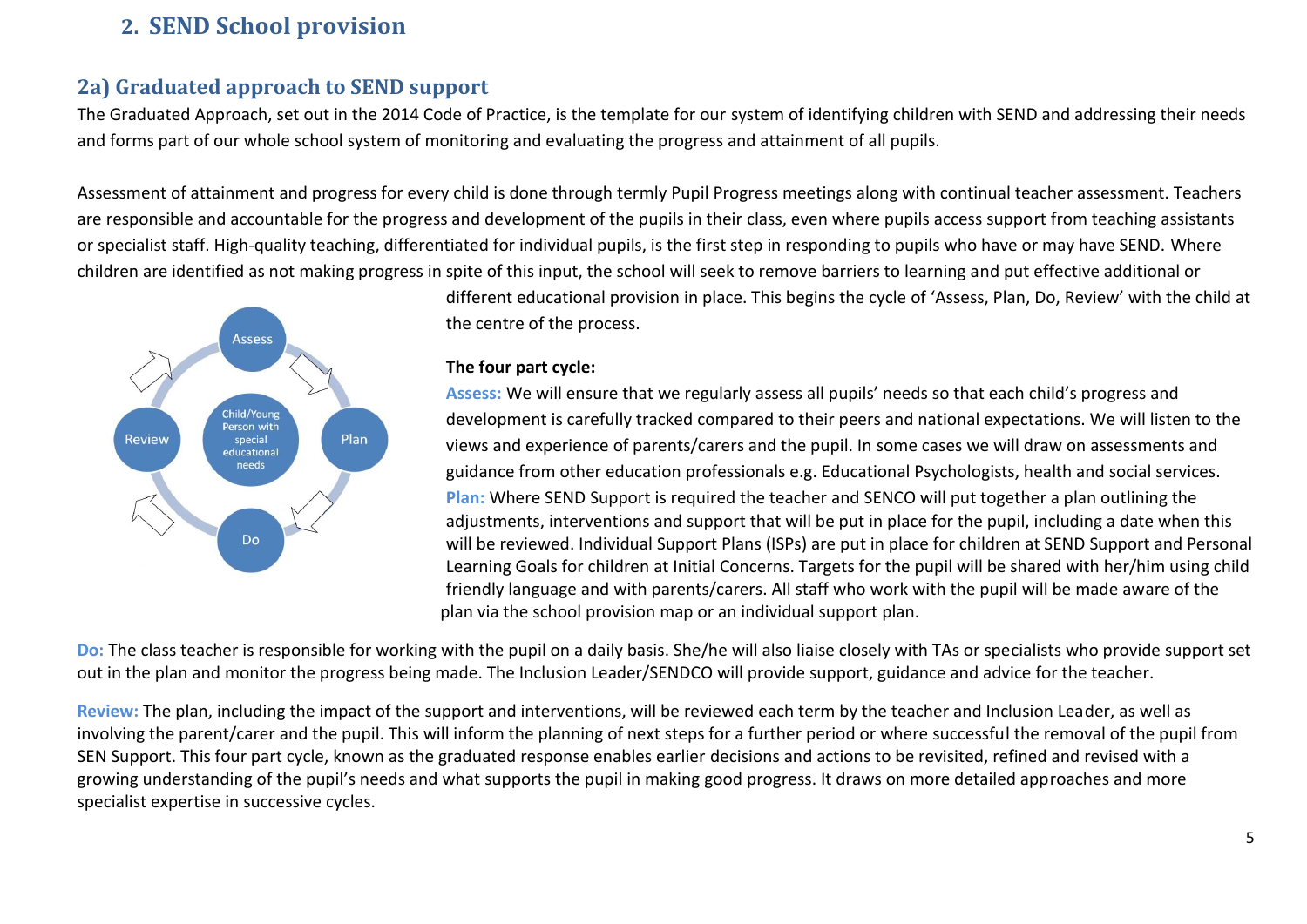## 2. SEND School provision

### 2a) Graduated approach to SEND support

The Graduated Approach, set out in the 2014 Code of Practice, is the template for our system of identifying children with SEND and addressing their needs and forms part of our whole school system of monitoring and evaluating the progress and attainment of all pupils.

Assessment of attainment and progress for every child is done through termly Pupil Progress meetings along with continual teacher assessment. Teachers are responsible and accountable for the progress and development of the pupils in their class, even where pupils access support from teaching assistants or specialist staff. High-quality teaching, differentiated for individual pupils, is the first step in responding to pupils who have or may have SEND. Where children are identified as not making progress in spite of this input, the school will seek to remove barriers to learning and put effective additional or different educational provision in place. This begins the cycle of 'Assess, Plan, Do, Review' with the child at the centre of the process.

**The four part cycle:**

**Assess:** We will ensure that we regularly assess all pupils' needs so that each child's progress and development is carefully tracked compared to their peers and national expectations. We will listen to the views and experience of parents/carers and the pupil. In some cases we will draw on assessments and guidance from other education professionals e.g. Educational Psychologists, health and social services.

**Plan:** Where SEND Support is required the teacher and SENCO will put together a plan outlining the adjustments, interventions and support that will be put in place for the pupil, including a date when this will be reviewed. Individual Support Plans (ISPs) are put in place for children at SEND Support and Personal Learning Goals for children at Initial Concerns. Targets for the pupil will be shared with her/him using child friendly language and with parents/carers. All staff who work with the pupil will be made aware of the plan via the school provision map or an individual support plan.

**Do:** The class teacher is responsible for working with the pupil on a daily basis. She/he will also liaise closely with TAs or specialists who provide support set out in the plan and monitor the progress being made. The Inclusion Leader/SENDCO will provide support, guidance and advice for the teacher.

**Review:** The plan, including the impact of the support and interventions, will be reviewed each term by the teacher and Inclusion Leader, as well as involving the parent/carer and the pupil. This will inform the planning of next steps for a further period or where successful the removal of the pupil from SEN Support. This four part cycle, known as the graduated response enables earlier decisions and actions to be revisited, refined and revised with a growing understanding of the pupil's needs and what supports the pupil in making good progress. It draws on more detailed approaches and more specialist expertise in successive cycles.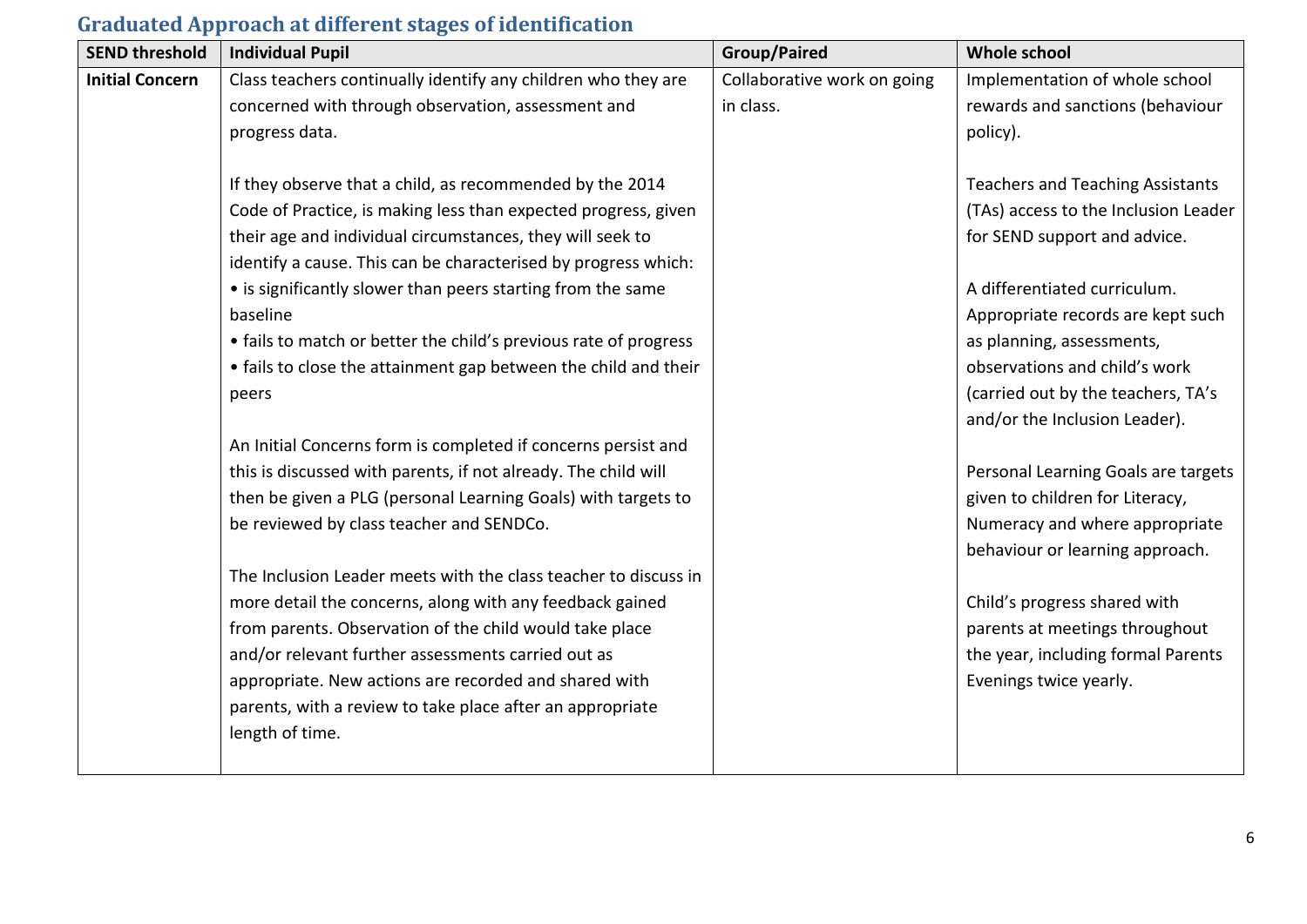## Graduated Approach at different stages of identification

| SEND threshold | Individual Pupil | Group/Paired | Whole school |
|---|---|---|---|
| **Initial Concern** | Class teachers continually identify any children who they are concerned with through observation, assessment and progress data.<br><br>If they observe that a child, as recommended by the 2014 Code of Practice, is making less than expected progress, given their age and individual circumstances, they will seek to identify a cause. This can be characterised by progress which:<br>• is significantly slower than peers starting from the same baseline<br>• fails to match or better the child's previous rate of progress<br>• fails to close the attainment gap between the child and their peers<br><br>An Initial Concerns form is completed if concerns persist and this is discussed with parents, if not already. The child will then be given a PLG (personal Learning Goals) with targets to be reviewed by class teacher and SENDCo.<br><br>The Inclusion Leader meets with the class teacher to discuss in more detail the concerns, along with any feedback gained from parents. Observation of the child would take place and/or relevant further assessments carried out as appropriate. New actions are recorded and shared with parents, with a review to take place after an appropriate length of time. | Collaborative work on going in class. | Implementation of whole school rewards and sanctions (behaviour policy).<br><br>Teachers and Teaching Assistants (TAs) access to the Inclusion Leader for SEND support and advice.<br><br>A differentiated curriculum. Appropriate records are kept such as planning, assessments, observations and child's work (carried out by the teachers, TA's and/or the Inclusion Leader).<br><br>Personal Learning Goals are targets given to children for Literacy, Numeracy and where appropriate behaviour or learning approach.<br><br>Child's progress shared with parents at meetings throughout the year, including formal Parents Evenings twice yearly. |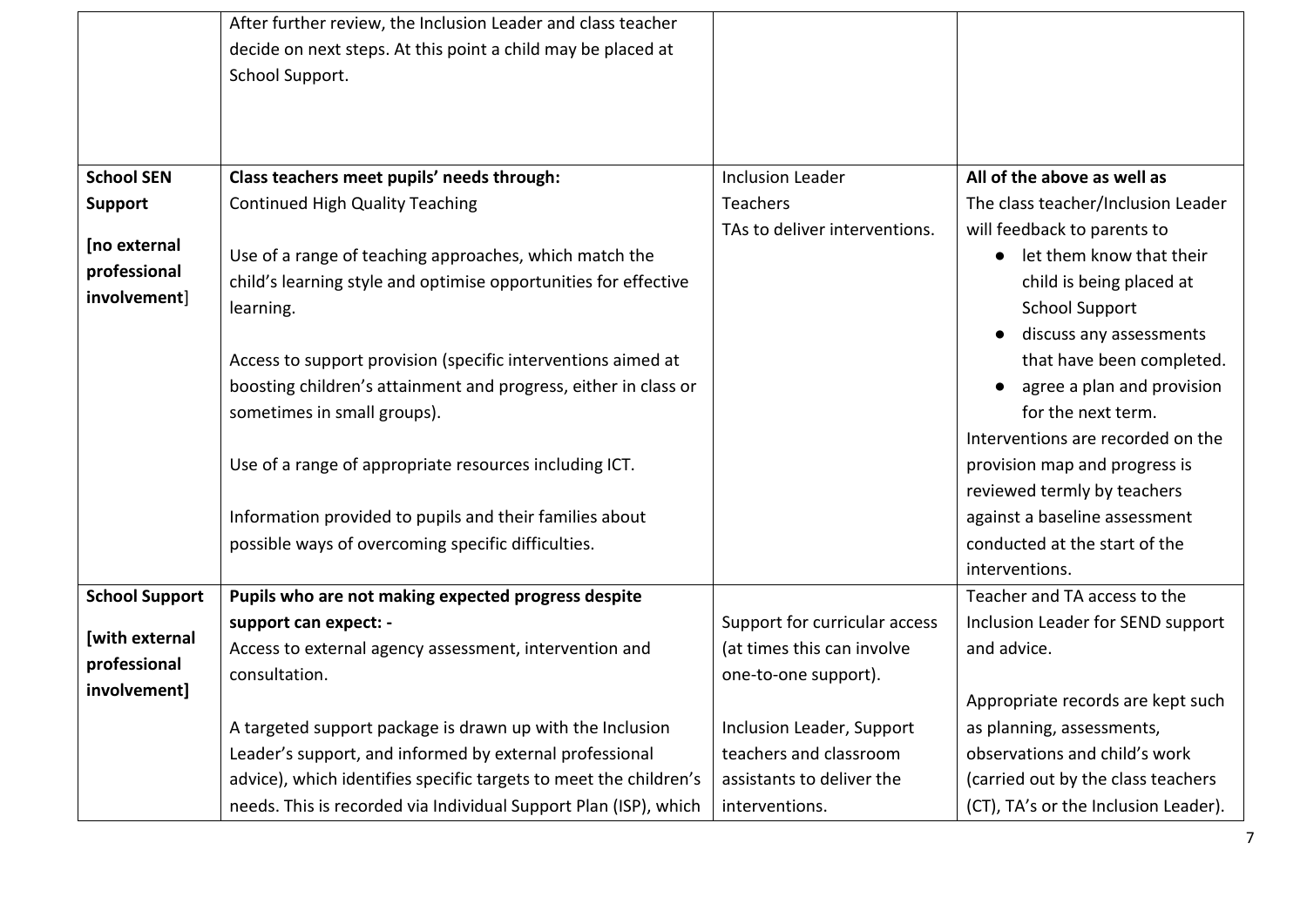| | | | |
|---|---|---|---|
| | After further review, the Inclusion Leader and class teacher decide on next steps. At this point a child may be placed at School Support. | | |
| **School SEN Support**<br><br>**[no external professional involvement]** | **Class teachers meet pupils' needs through:**<br>Continued High Quality Teaching<br><br>Use of a range of teaching approaches, which match the child's learning style and optimise opportunities for effective learning.<br><br>Access to support provision (specific interventions aimed at boosting children's attainment and progress, either in class or sometimes in small groups).<br><br>Use of a range of appropriate resources including ICT.<br><br>Information provided to pupils and their families about possible ways of overcoming specific difficulties. | Inclusion Leader<br>Teachers<br>TAs to deliver interventions. | **All of the above as well as**<br>The class teacher/Inclusion Leader will feedback to parents to<br>• let them know that their child is being placed at School Support<br>• discuss any assessments that have been completed.<br>• agree a plan and provision for the next term.<br>Interventions are recorded on the provision map and progress is reviewed termly by teachers against a baseline assessment conducted at the start of the interventions. |
| **School Support**<br><br>**[with external professional involvement]** | **Pupils who are not making expected progress despite support can expect: -**<br>Access to external agency assessment, intervention and consultation.<br><br>A targeted support package is drawn up with the Inclusion Leader's support, and informed by external professional advice), which identifies specific targets to meet the children's needs. This is recorded via Individual Support Plan (ISP), which | Support for curricular access (at times this can involve one-to-one support).<br><br>Inclusion Leader, Support teachers and classroom assistants to deliver the interventions. | Teacher and TA access to the Inclusion Leader for SEND support and advice.<br><br>Appropriate records are kept such as planning, assessments, observations and child's work (carried out by the class teachers (CT), TA's or the Inclusion Leader). |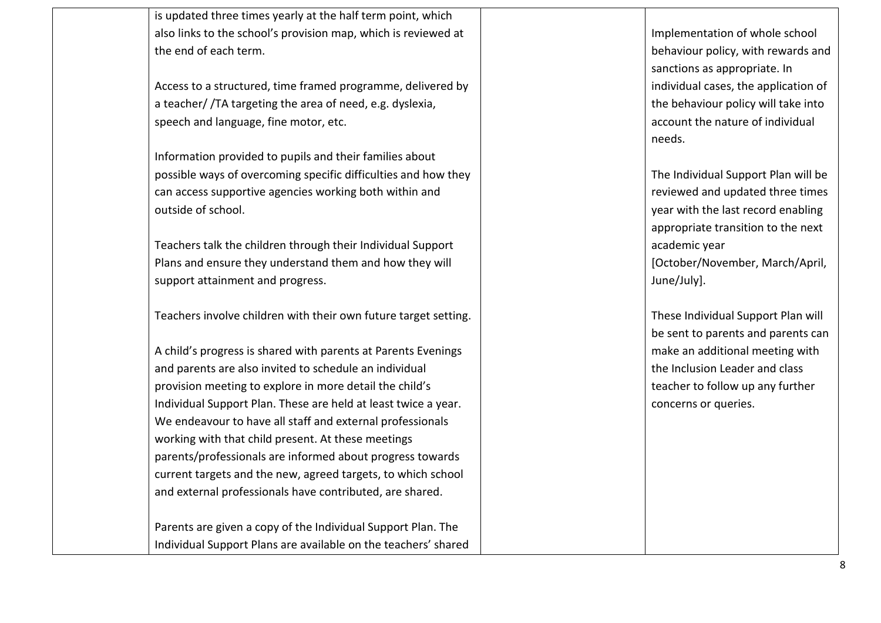|  |  |  |  |
|---|---|---|---|
|  | is updated three times yearly at the half term point, which also links to the school's provision map, which is reviewed at the end of each term.<br><br>Access to a structured, time framed programme, delivered by a teacher/ /TA targeting the area of need, e.g. dyslexia, speech and language, fine motor, etc.<br><br>Information provided to pupils and their families about possible ways of overcoming specific difficulties and how they can access supportive agencies working both within and outside of school.<br><br>Teachers talk the children through their Individual Support Plans and ensure they understand them and how they will support attainment and progress.<br><br>Teachers involve children with their own future target setting.<br><br>A child's progress is shared with parents at Parents Evenings and parents are also invited to schedule an individual provision meeting to explore in more detail the child's Individual Support Plan. These are held at least twice a year. We endeavour to have all staff and external professionals working with that child present. At these meetings parents/professionals are informed about progress towards current targets and the new, agreed targets, to which school and external professionals have contributed, are shared.<br><br>Parents are given a copy of the Individual Support Plan. The Individual Support Plans are available on the teachers' shared |  | Implementation of whole school behaviour policy, with rewards and sanctions as appropriate. In individual cases, the application of the behaviour policy will take into account the nature of individual needs.<br><br>The Individual Support Plan will be reviewed and updated three times year with the last record enabling appropriate transition to the next academic year [October/November, March/April, June/July].<br><br>These Individual Support Plan will be sent to parents and parents can make an additional meeting with the Inclusion Leader and class teacher to follow up any further concerns or queries. |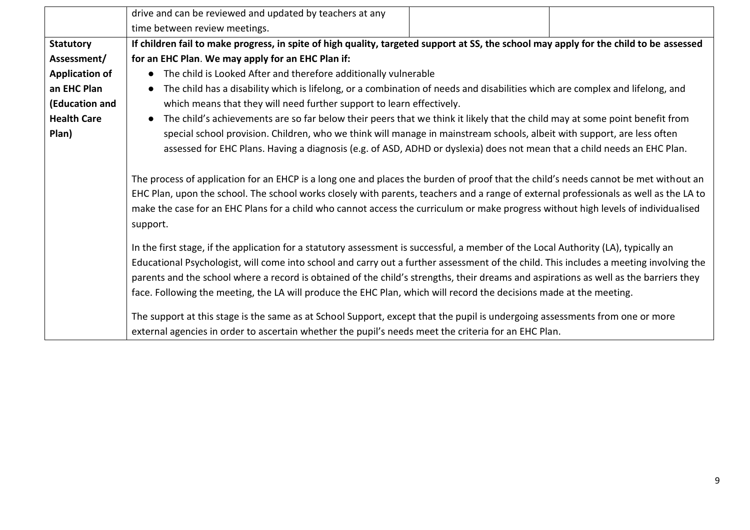|  |  |  |  |
|---|---|---|---|
|  | drive and can be reviewed and updated by teachers at any time between review meetings. |  |  |
| **Statutory Assessment/ Application of an EHC Plan (Education and Health Care Plan)** | **If children fail to make progress, in spite of high quality, targeted support at SS, the school may apply for the child to be assessed for an EHC Plan. We may apply for an EHC Plan if:**<br>● The child is Looked After and therefore additionally vulnerable<br>● The child has a disability which is lifelong, or a combination of needs and disabilities which are complex and lifelong, and which means that they will need further support to learn effectively.<br>● The child's achievements are so far below their peers that we think it likely that the child may at some point benefit from special school provision. Children, who we think will manage in mainstream schools, albeit with support, are less often assessed for EHC Plans. Having a diagnosis (e.g. of ASD, ADHD or dyslexia) does not mean that a child needs an EHC Plan.<br><br>The process of application for an EHCP is a long one and places the burden of proof that the child's needs cannot be met without an EHC Plan, upon the school. The school works closely with parents, teachers and a range of external professionals as well as the LA to make the case for an EHC Plans for a child who cannot access the curriculum or make progress without high levels of individualised support.<br><br>In the first stage, if the application for a statutory assessment is successful, a member of the Local Authority (LA), typically an Educational Psychologist, will come into school and carry out a further assessment of the child. This includes a meeting involving the parents and the school where a record is obtained of the child's strengths, their dreams and aspirations as well as the barriers they face. Following the meeting, the LA will produce the EHC Plan, which will record the decisions made at the meeting.<br><br>The support at this stage is the same as at School Support, except that the pupil is undergoing assessments from one or more external agencies in order to ascertain whether the pupil's needs meet the criteria for an EHC Plan. |  |  |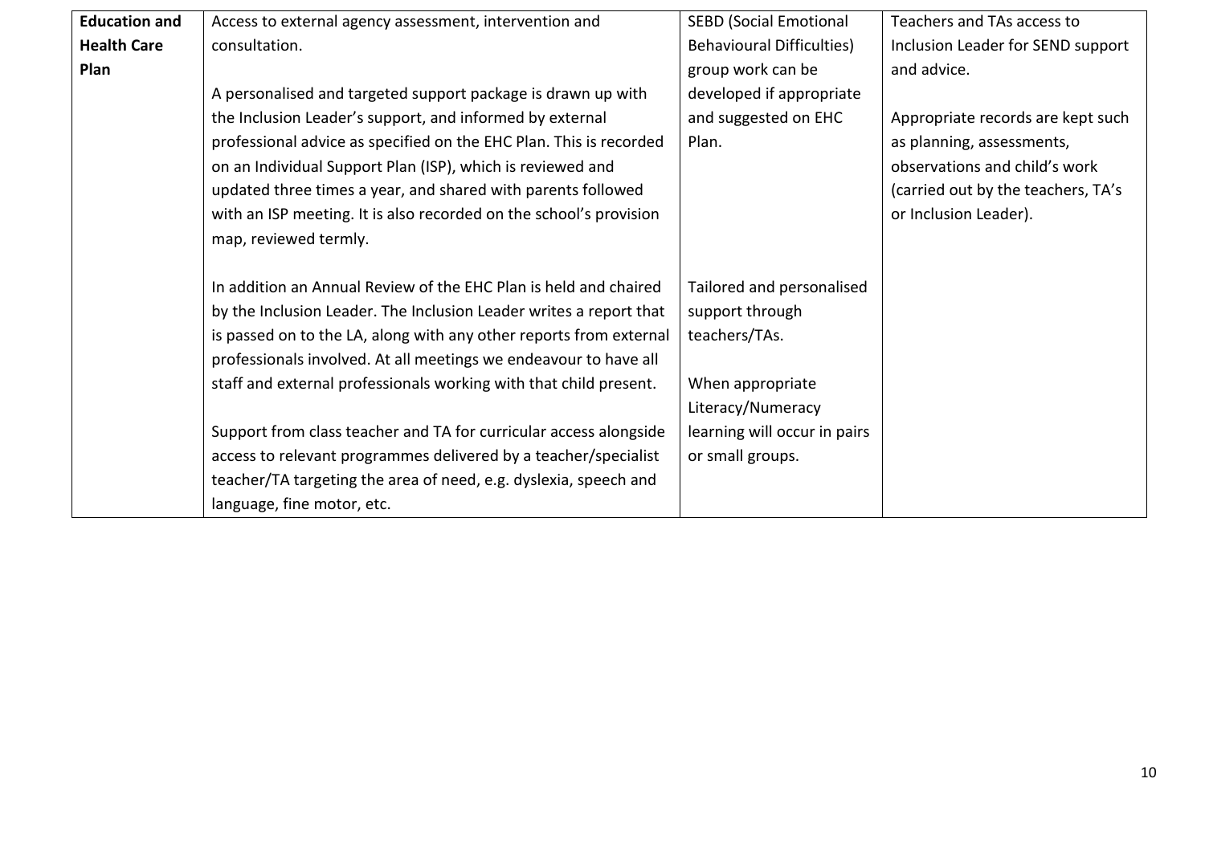| **Education and Health Care Plan** | Access to external agency assessment, intervention and consultation.<br><br>A personalised and targeted support package is drawn up with the Inclusion Leader's support, and informed by external professional advice as specified on the EHC Plan. This is recorded on an Individual Support Plan (ISP), which is reviewed and updated three times a year, and shared with parents followed with an ISP meeting. It is also recorded on the school's provision map, reviewed termly.<br><br>In addition an Annual Review of the EHC Plan is held and chaired by the Inclusion Leader. The Inclusion Leader writes a report that is passed on to the LA, along with any other reports from external professionals involved. At all meetings we endeavour to have all staff and external professionals working with that child present.<br><br>Support from class teacher and TA for curricular access alongside access to relevant programmes delivered by a teacher/specialist teacher/TA targeting the area of need, e.g. dyslexia, speech and language, fine motor, etc. | SEBD (Social Emotional Behavioural Difficulties) group work can be developed if appropriate and suggested on EHC Plan.<br><br>Tailored and personalised support through teachers/TAs.<br><br>When appropriate Literacy/Numeracy learning will occur in pairs or small groups. | Teachers and TAs access to Inclusion Leader for SEND support and advice.<br><br>Appropriate records are kept such as planning, assessments, observations and child's work (carried out by the teachers, TA's or Inclusion Leader). |
|---|---|---|---|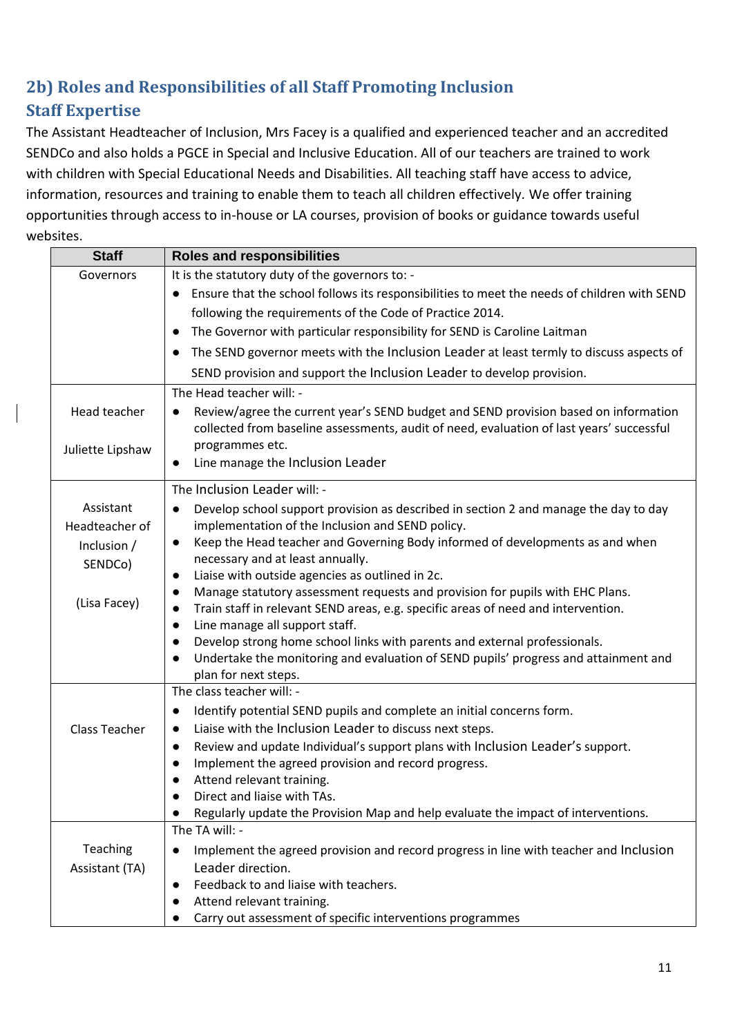## 2b) Roles and Responsibilities of all Staff Promoting Inclusion

## Staff Expertise

The Assistant Headteacher of Inclusion, Mrs Facey is a qualified and experienced teacher and an accredited SENDCo and also holds a PGCE in Special and Inclusive Education. All of our teachers are trained to work with children with Special Educational Needs and Disabilities. All teaching staff have access to advice, information, resources and training to enable them to teach all children effectively. We offer training opportunities through access to in-house or LA courses, provision of books or guidance towards useful websites.

| Staff | Roles and responsibilities |
|---|---|
| Governors | It is the statutory duty of the governors to: -<br>● Ensure that the school follows its responsibilities to meet the needs of children with SEND following the requirements of the Code of Practice 2014.<br>● The Governor with particular responsibility for SEND is Caroline Laitman<br>● The SEND governor meets with the Inclusion Leader at least termly to discuss aspects of SEND provision and support the Inclusion Leader to develop provision. |
| Head teacher<br><br>Juliette Lipshaw | The Head teacher will: -<br>● Review/agree the current year's SEND budget and SEND provision based on information collected from baseline assessments, audit of need, evaluation of last years' successful programmes etc.<br>● Line manage the Inclusion Leader |
| Assistant Headteacher of Inclusion / SENDCo)<br><br>(Lisa Facey) | The Inclusion Leader will: -<br>● Develop school support provision as described in section 2 and manage the day to day implementation of the Inclusion and SEND policy.<br>● Keep the Head teacher and Governing Body informed of developments as and when necessary and at least annually.<br>● Liaise with outside agencies as outlined in 2c.<br>● Manage statutory assessment requests and provision for pupils with EHC Plans.<br>● Train staff in relevant SEND areas, e.g. specific areas of need and intervention.<br>● Line manage all support staff.<br>● Develop strong home school links with parents and external professionals.<br>● Undertake the monitoring and evaluation of SEND pupils' progress and attainment and plan for next steps. |
| Class Teacher | The class teacher will: -<br>● Identify potential SEND pupils and complete an initial concerns form.<br>● Liaise with the Inclusion Leader to discuss next steps.<br>● Review and update Individual's support plans with Inclusion Leader's support.<br>● Implement the agreed provision and record progress.<br>● Attend relevant training.<br>● Direct and liaise with TAs.<br>● Regularly update the Provision Map and help evaluate the impact of interventions. |
| Teaching Assistant (TA) | The TA will: -<br>● Implement the agreed provision and record progress in line with teacher and Inclusion Leader direction.<br>● Feedback to and liaise with teachers.<br>● Attend relevant training.<br>● Carry out assessment of specific interventions programmes |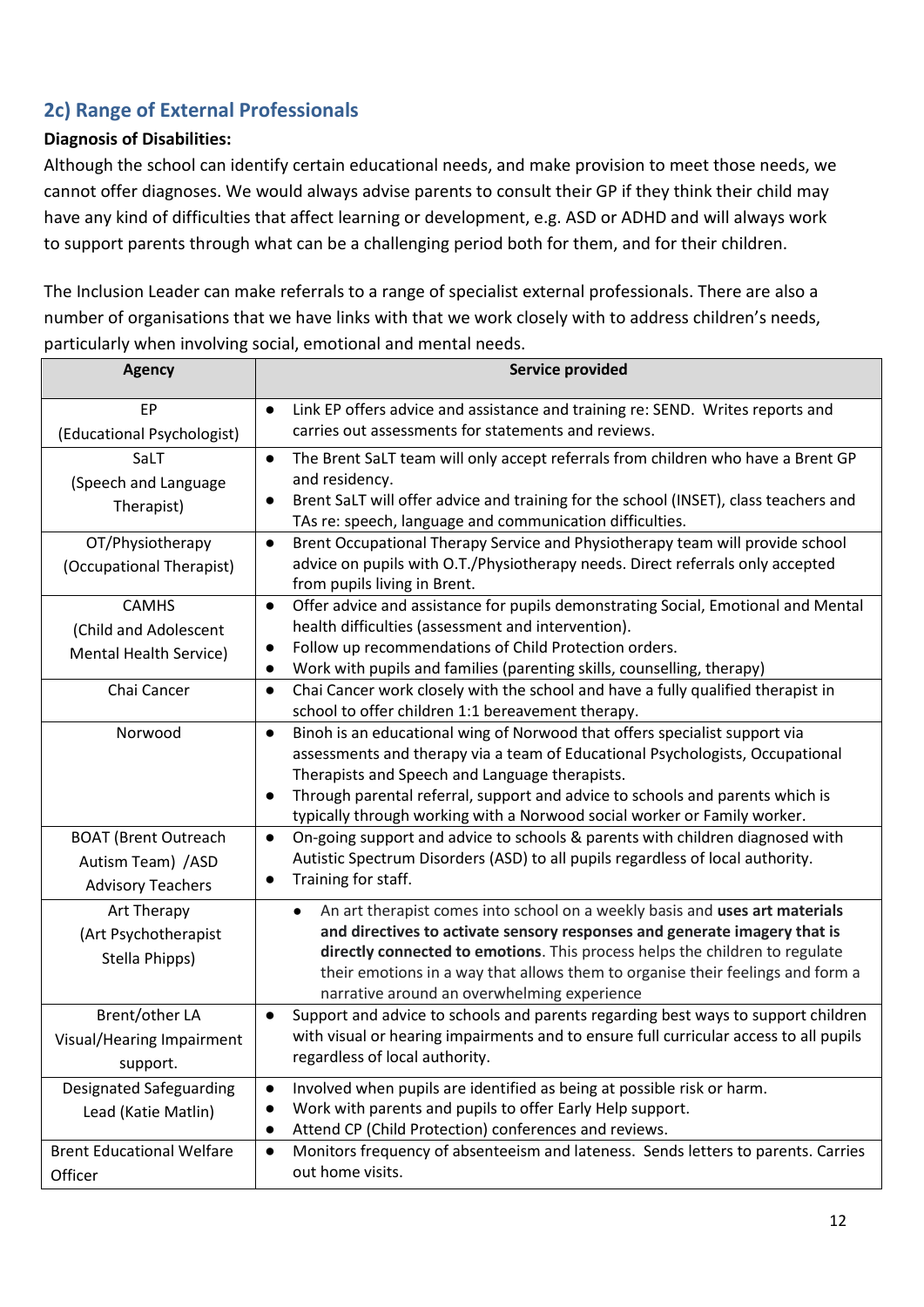## 2c) Range of External Professionals

**Diagnosis of Disabilities:**

Although the school can identify certain educational needs, and make provision to meet those needs, we cannot offer diagnoses. We would always advise parents to consult their GP if they think their child may have any kind of difficulties that affect learning or development, e.g. ASD or ADHD and will always work to support parents through what can be a challenging period both for them, and for their children.

The Inclusion Leader can make referrals to a range of specialist external professionals. There are also a number of organisations that we have links with that we work closely with to address children's needs, particularly when involving social, emotional and mental needs.

| Agency | Service provided |
|---|---|
| EP (Educational Psychologist) | • Link EP offers advice and assistance and training re: SEND. Writes reports and carries out assessments for statements and reviews. |
| SaLT (Speech and Language Therapist) | • The Brent SaLT team will only accept referrals from children who have a Brent GP and residency.<br>• Brent SaLT will offer advice and training for the school (INSET), class teachers and TAs re: speech, language and communication difficulties. |
| OT/Physiotherapy (Occupational Therapist) | • Brent Occupational Therapy Service and Physiotherapy team will provide school advice on pupils with O.T./Physiotherapy needs. Direct referrals only accepted from pupils living in Brent. |
| CAMHS (Child and Adolescent Mental Health Service) | • Offer advice and assistance for pupils demonstrating Social, Emotional and Mental health difficulties (assessment and intervention).<br>• Follow up recommendations of Child Protection orders.<br>• Work with pupils and families (parenting skills, counselling, therapy) |
| Chai Cancer | • Chai Cancer work closely with the school and have a fully qualified therapist in school to offer children 1:1 bereavement therapy. |
| Norwood | • Binoh is an educational wing of Norwood that offers specialist support via assessments and therapy via a team of Educational Psychologists, Occupational Therapists and Speech and Language therapists.<br>• Through parental referral, support and advice to schools and parents which is typically through working with a Norwood social worker or Family worker. |
| BOAT (Brent Outreach Autism Team) /ASD Advisory Teachers | • On-going support and advice to schools & parents with children diagnosed with Autistic Spectrum Disorders (ASD) to all pupils regardless of local authority.<br>• Training for staff. |
| Art Therapy (Art Psychotherapist Stella Phipps) | • An art therapist comes into school on a weekly basis and **uses art materials and directives to activate sensory responses and generate imagery that is directly connected to emotions**. This process helps the children to regulate their emotions in a way that allows them to organise their feelings and form a narrative around an overwhelming experience |
| Brent/other LA Visual/Hearing Impairment support. | • Support and advice to schools and parents regarding best ways to support children with visual or hearing impairments and to ensure full curricular access to all pupils regardless of local authority. |
| Designated Safeguarding Lead (Katie Matlin) | • Involved when pupils are identified as being at possible risk or harm.<br>• Work with parents and pupils to offer Early Help support.<br>• Attend CP (Child Protection) conferences and reviews. |
| Brent Educational Welfare Officer | • Monitors frequency of absenteeism and lateness. Sends letters to parents. Carries out home visits. |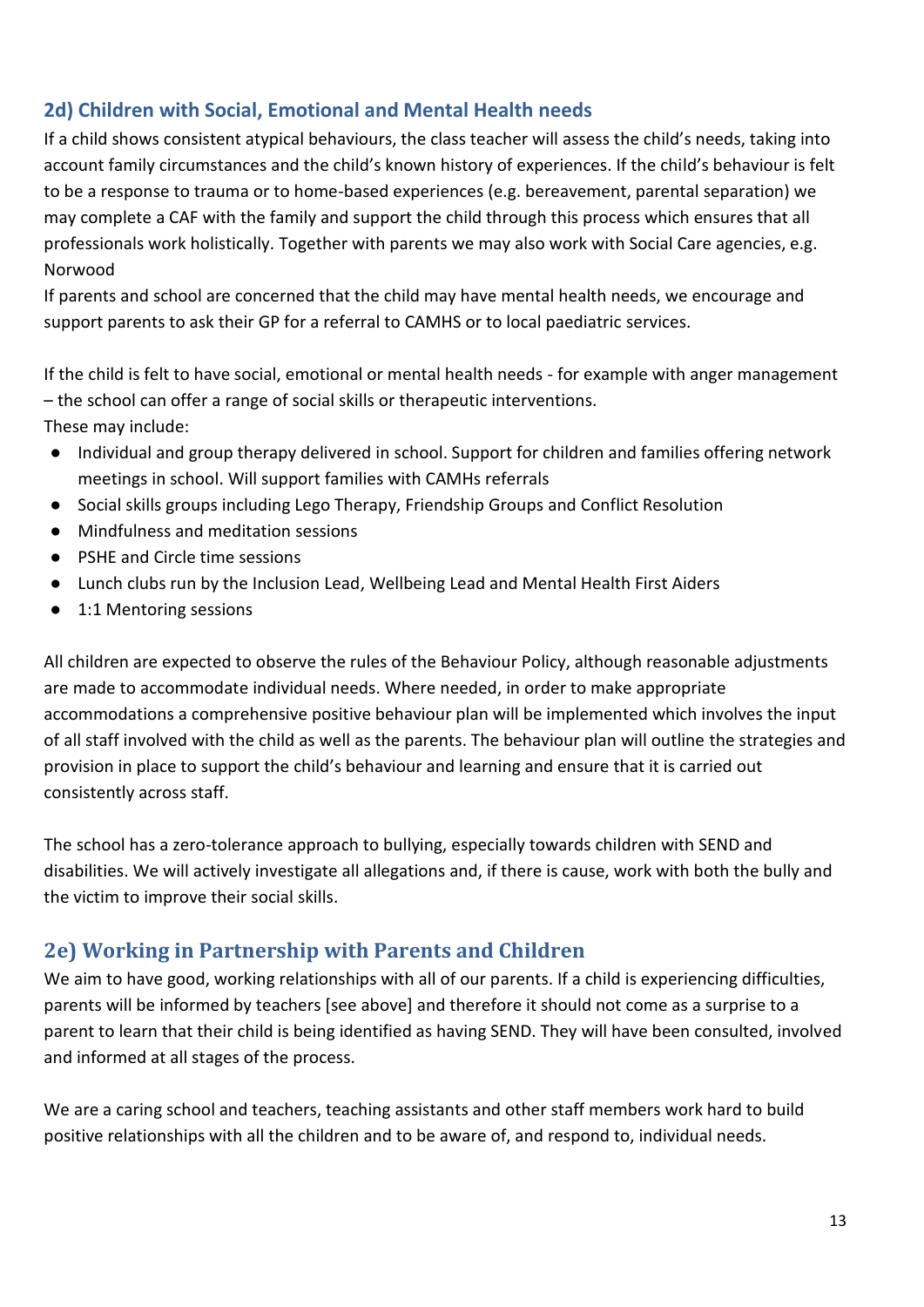### 2d) Children with Social, Emotional and Mental Health needs

If a child shows consistent atypical behaviours, the class teacher will assess the child's needs, taking into account family circumstances and the child's known history of experiences. If the child's behaviour is felt to be a response to trauma or to home-based experiences (e.g. bereavement, parental separation) we may complete a CAF with the family and support the child through this process which ensures that all professionals work holistically. Together with parents we may also work with Social Care agencies, e.g. Norwood

If parents and school are concerned that the child may have mental health needs, we encourage and support parents to ask their GP for a referral to CAMHS or to local paediatric services.

If the child is felt to have social, emotional or mental health needs - for example with anger management – the school can offer a range of social skills or therapeutic interventions.

These may include:

- Individual and group therapy delivered in school. Support for children and families offering network meetings in school. Will support families with CAMHs referrals
- Social skills groups including Lego Therapy, Friendship Groups and Conflict Resolution
- Mindfulness and meditation sessions
- PSHE and Circle time sessions
- Lunch clubs run by the Inclusion Lead, Wellbeing Lead and Mental Health First Aiders
- 1:1 Mentoring sessions

All children are expected to observe the rules of the Behaviour Policy, although reasonable adjustments are made to accommodate individual needs. Where needed, in order to make appropriate accommodations a comprehensive positive behaviour plan will be implemented which involves the input of all staff involved with the child as well as the parents. The behaviour plan will outline the strategies and provision in place to support the child's behaviour and learning and ensure that it is carried out consistently across staff.

The school has a zero-tolerance approach to bullying, especially towards children with SEND and disabilities. We will actively investigate all allegations and, if there is cause, work with both the bully and the victim to improve their social skills.

## 2e) Working in Partnership with Parents and Children

We aim to have good, working relationships with all of our parents. If a child is experiencing difficulties, parents will be informed by teachers [see above] and therefore it should not come as a surprise to a parent to learn that their child is being identified as having SEND. They will have been consulted, involved and informed at all stages of the process.

We are a caring school and teachers, teaching assistants and other staff members work hard to build positive relationships with all the children and to be aware of, and respond to, individual needs.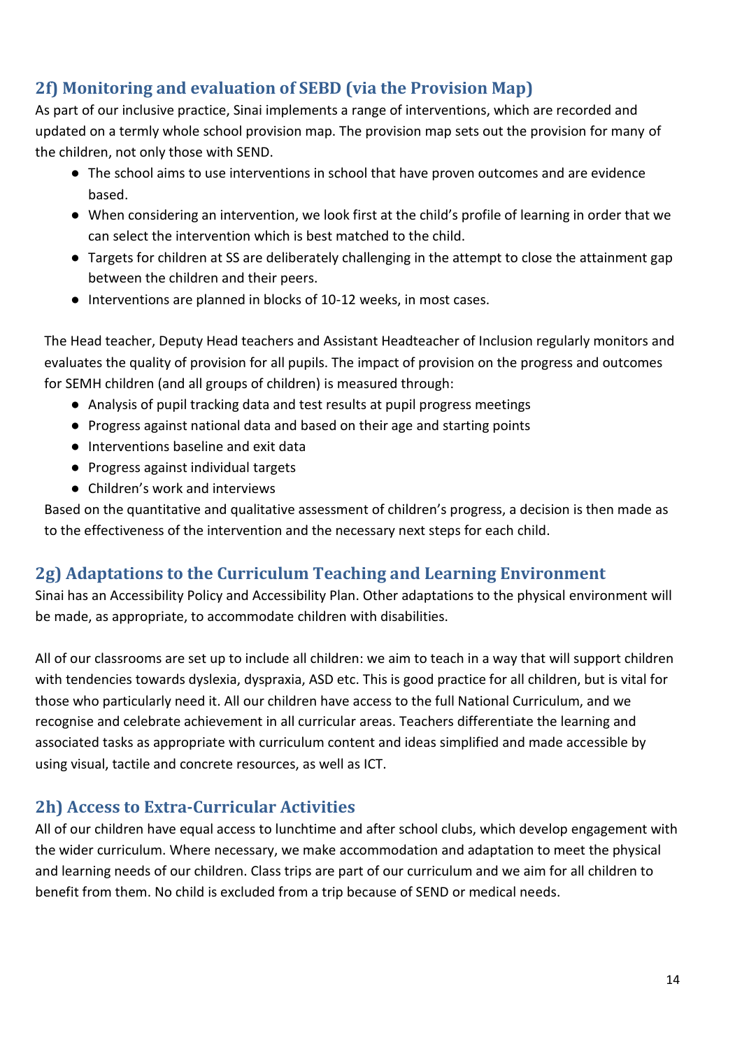## 2f) Monitoring and evaluation of SEBD (via the Provision Map)

As part of our inclusive practice, Sinai implements a range of interventions, which are recorded and updated on a termly whole school provision map. The provision map sets out the provision for many of the children, not only those with SEND.

- The school aims to use interventions in school that have proven outcomes and are evidence based.
- When considering an intervention, we look first at the child's profile of learning in order that we can select the intervention which is best matched to the child.
- Targets for children at SS are deliberately challenging in the attempt to close the attainment gap between the children and their peers.
- Interventions are planned in blocks of 10-12 weeks, in most cases.

The Head teacher, Deputy Head teachers and Assistant Headteacher of Inclusion regularly monitors and evaluates the quality of provision for all pupils. The impact of provision on the progress and outcomes for SEMH children (and all groups of children) is measured through:

- Analysis of pupil tracking data and test results at pupil progress meetings
- Progress against national data and based on their age and starting points
- Interventions baseline and exit data
- Progress against individual targets
- Children's work and interviews

Based on the quantitative and qualitative assessment of children's progress, a decision is then made as to the effectiveness of the intervention and the necessary next steps for each child.

## 2g) Adaptations to the Curriculum Teaching and Learning Environment

Sinai has an Accessibility Policy and Accessibility Plan. Other adaptations to the physical environment will be made, as appropriate, to accommodate children with disabilities.

All of our classrooms are set up to include all children: we aim to teach in a way that will support children with tendencies towards dyslexia, dyspraxia, ASD etc. This is good practice for all children, but is vital for those who particularly need it. All our children have access to the full National Curriculum, and we recognise and celebrate achievement in all curricular areas. Teachers differentiate the learning and associated tasks as appropriate with curriculum content and ideas simplified and made accessible by using visual, tactile and concrete resources, as well as ICT.

## 2h) Access to Extra-Curricular Activities

All of our children have equal access to lunchtime and after school clubs, which develop engagement with the wider curriculum. Where necessary, we make accommodation and adaptation to meet the physical and learning needs of our children. Class trips are part of our curriculum and we aim for all children to benefit from them. No child is excluded from a trip because of SEND or medical needs.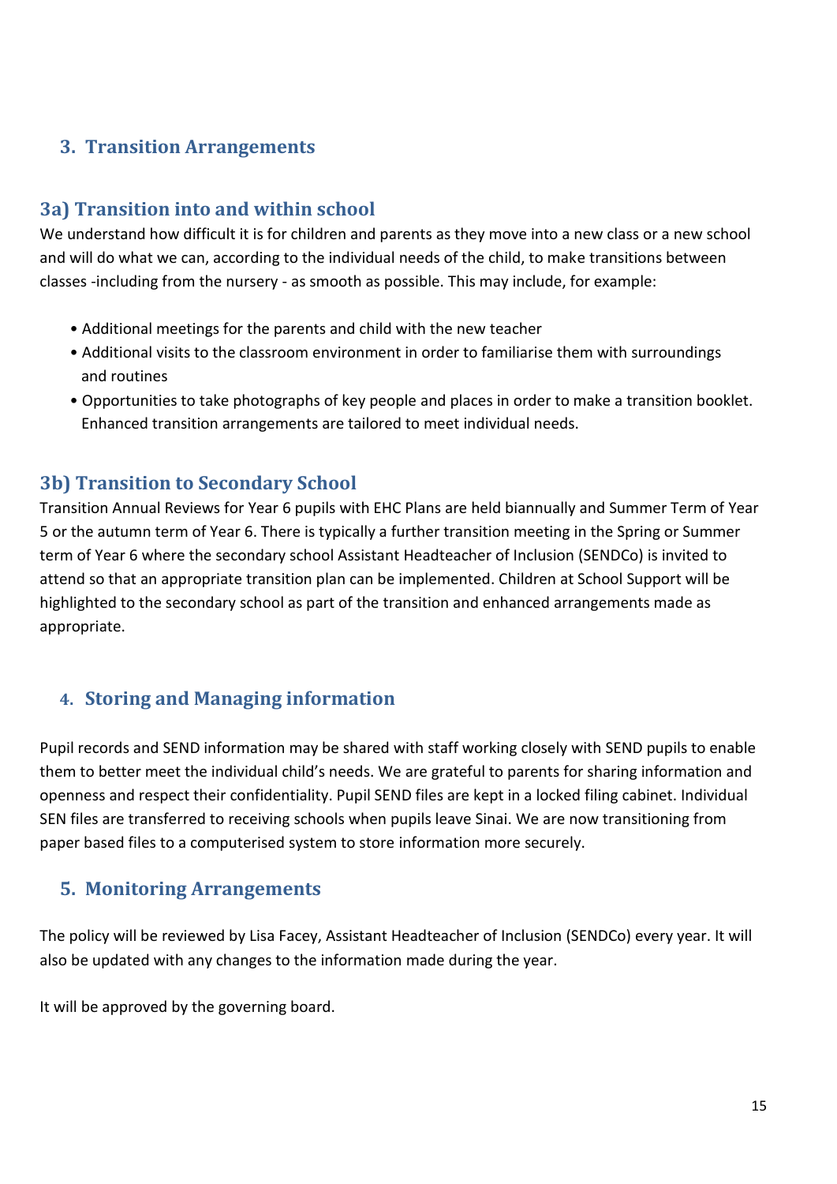## 3. Transition Arrangements

### 3a) Transition into and within school

We understand how difficult it is for children and parents as they move into a new class or a new school and will do what we can, according to the individual needs of the child, to make transitions between classes -including from the nursery - as smooth as possible. This may include, for example:

- Additional meetings for the parents and child with the new teacher
- Additional visits to the classroom environment in order to familiarise them with surroundings and routines
- Opportunities to take photographs of key people and places in order to make a transition booklet. Enhanced transition arrangements are tailored to meet individual needs.

### 3b) Transition to Secondary School

Transition Annual Reviews for Year 6 pupils with EHC Plans are held biannually and Summer Term of Year 5 or the autumn term of Year 6. There is typically a further transition meeting in the Spring or Summer term of Year 6 where the secondary school Assistant Headteacher of Inclusion (SENDCo) is invited to attend so that an appropriate transition plan can be implemented. Children at School Support will be highlighted to the secondary school as part of the transition and enhanced arrangements made as appropriate.

## 4. Storing and Managing information

Pupil records and SEND information may be shared with staff working closely with SEND pupils to enable them to better meet the individual child's needs. We are grateful to parents for sharing information and openness and respect their confidentiality. Pupil SEND files are kept in a locked filing cabinet. Individual SEN files are transferred to receiving schools when pupils leave Sinai. We are now transitioning from paper based files to a computerised system to store information more securely.

## 5. Monitoring Arrangements

The policy will be reviewed by Lisa Facey, Assistant Headteacher of Inclusion (SENDCo) every year. It will also be updated with any changes to the information made during the year.

It will be approved by the governing board.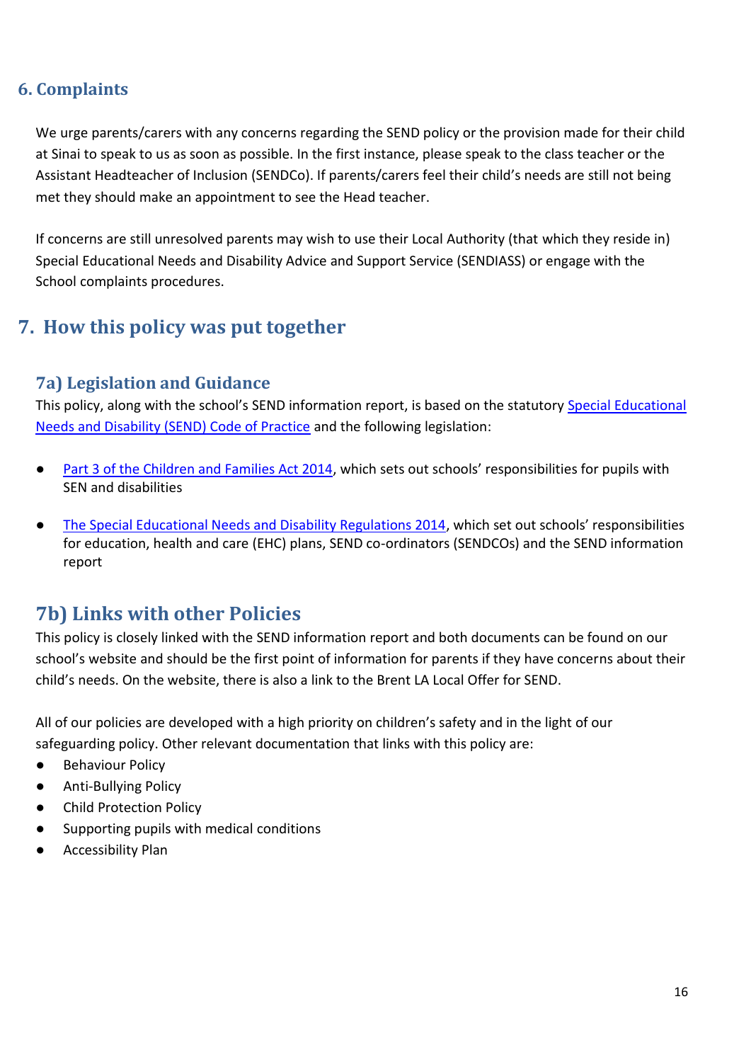## 6. Complaints

We urge parents/carers with any concerns regarding the SEND policy or the provision made for their child at Sinai to speak to us as soon as possible. In the first instance, please speak to the class teacher or the Assistant Headteacher of Inclusion (SENDCo). If parents/carers feel their child's needs are still not being met they should make an appointment to see the Head teacher.

If concerns are still unresolved parents may wish to use their Local Authority (that which they reside in) Special Educational Needs and Disability Advice and Support Service (SENDIASS) or engage with the School complaints procedures.

## 7. How this policy was put together

### 7a) Legislation and Guidance

This policy, along with the school's SEND information report, is based on the statutory Special Educational Needs and Disability (SEND) Code of Practice and the following legislation:

- Part 3 of the Children and Families Act 2014, which sets out schools' responsibilities for pupils with SEN and disabilities

- The Special Educational Needs and Disability Regulations 2014, which set out schools' responsibilities for education, health and care (EHC) plans, SEND co-ordinators (SENDCOs) and the SEND information report

### 7b) Links with other Policies

This policy is closely linked with the SEND information report and both documents can be found on our school's website and should be the first point of information for parents if they have concerns about their child's needs. On the website, there is also a link to the Brent LA Local Offer for SEND.

All of our policies are developed with a high priority on children's safety and in the light of our safeguarding policy. Other relevant documentation that links with this policy are:

- Behaviour Policy
- Anti-Bullying Policy
- Child Protection Policy
- Supporting pupils with medical conditions
- Accessibility Plan